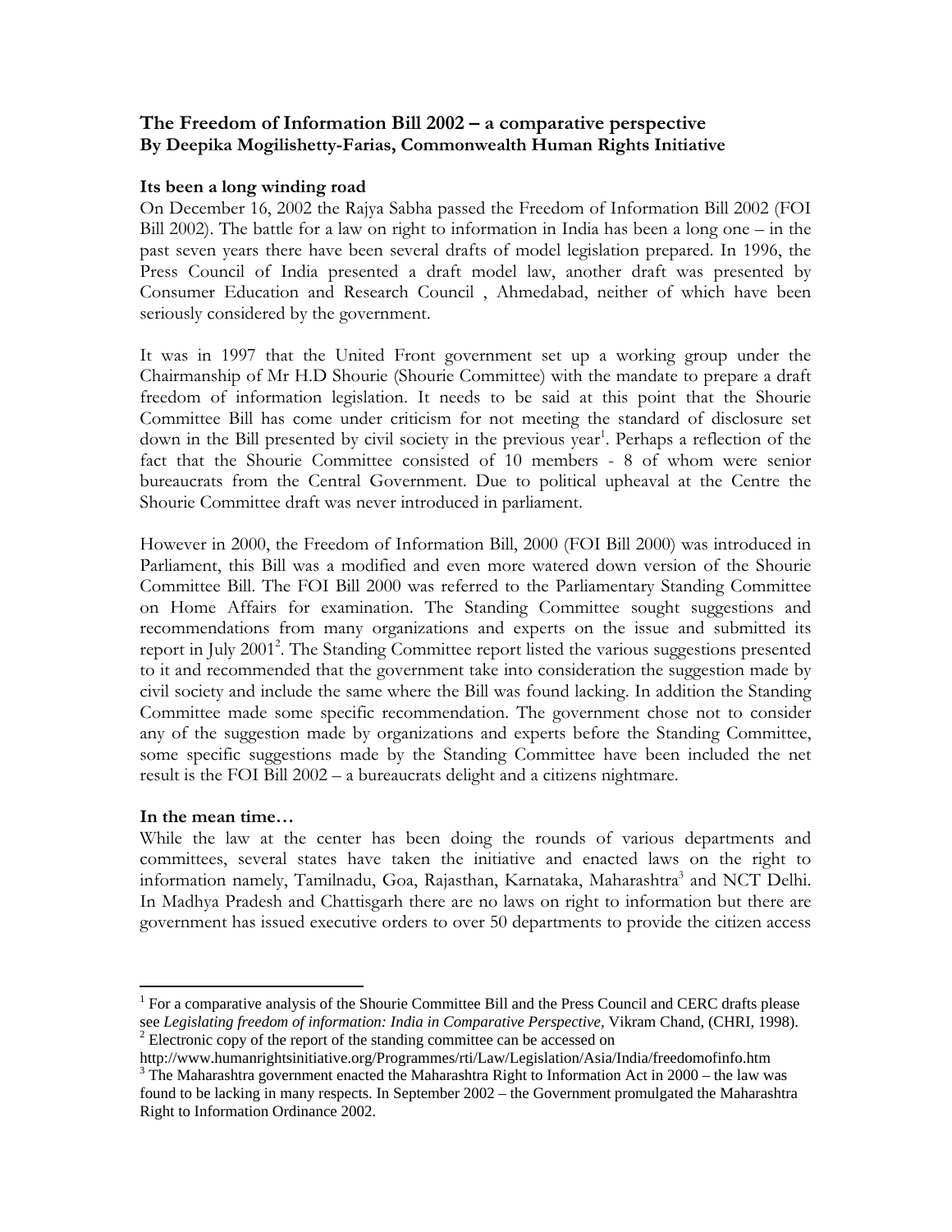# The Freedom of Information Bill 2002 – a comparative perspective

**By Deepika Mogilishetty-Farias, Commonwealth Human Rights Initiative**

### Its been a long winding road

On December 16, 2002 the Rajya Sabha passed the Freedom of Information Bill 2002 (FOI Bill 2002). The battle for a law on right to information in India has been a long one – in the past seven years there have been several drafts of model legislation prepared. In 1996, the Press Council of India presented a draft model law, another draft was presented by Consumer Education and Research Council , Ahmedabad, neither of which have been seriously considered by the government.

It was in 1997 that the United Front government set up a working group under the Chairmanship of Mr H.D Shourie (Shourie Committee) with the mandate to prepare a draft freedom of information legislation. It needs to be said at this point that the Shourie Committee Bill has come under criticism for not meeting the standard of disclosure set down in the Bill presented by civil society in the previous year[1]. Perhaps a reflection of the fact that the Shourie Committee consisted of 10 members - 8 of whom were senior bureaucrats from the Central Government. Due to political upheaval at the Centre the Shourie Committee draft was never introduced in parliament.

However in 2000, the Freedom of Information Bill, 2000 (FOI Bill 2000) was introduced in Parliament, this Bill was a modified and even more watered down version of the Shourie Committee Bill. The FOI Bill 2000 was referred to the Parliamentary Standing Committee on Home Affairs for examination. The Standing Committee sought suggestions and recommendations from many organizations and experts on the issue and submitted its report in July 2001[2]. The Standing Committee report listed the various suggestions presented to it and recommended that the government take into consideration the suggestion made by civil society and include the same where the Bill was found lacking. In addition the Standing Committee made some specific recommendation. The government chose not to consider any of the suggestion made by organizations and experts before the Standing Committee, some specific suggestions made by the Standing Committee have been included the net result is the FOI Bill 2002 – a bureaucrats delight and a citizens nightmare.

### In the mean time…

While the law at the center has been doing the rounds of various departments and committees, several states have taken the initiative and enacted laws on the right to information namely, Tamilnadu, Goa, Rajasthan, Karnataka, Maharashtra[3] and NCT Delhi. In Madhya Pradesh and Chattisgarh there are no laws on right to information but there are government has issued executive orders to over 50 departments to provide the citizen access

---

[1] For a comparative analysis of the Shourie Committee Bill and the Press Council and CERC drafts please see *Legislating freedom of information: India in Comparative Perspective,* Vikram Chand, (CHRI, 1998).

[2] Electronic copy of the report of the standing committee can be accessed on http://www.humanrightsinitiative.org/Programmes/rti/Law/Legislation/Asia/India/freedomofinfo.htm

[3] The Maharashtra government enacted the Maharashtra Right to Information Act in 2000 – the law was found to be lacking in many respects. In September 2002 – the Government promulgated the Maharashtra Right to Information Ordinance 2002.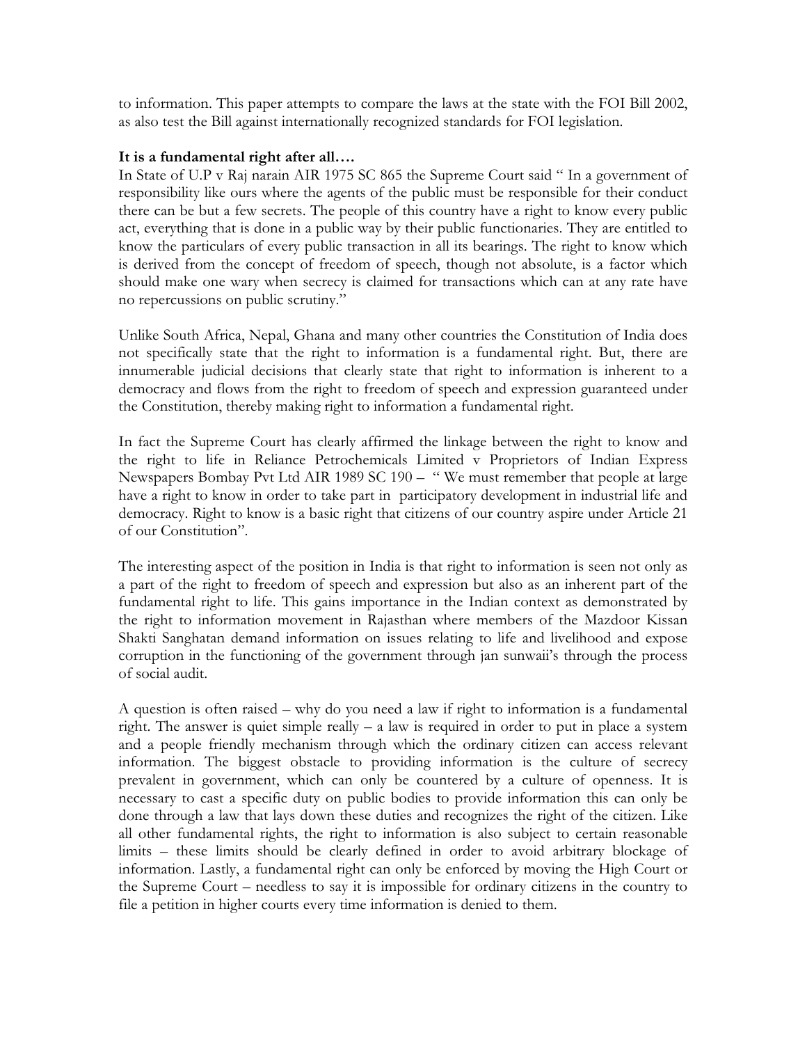to information. This paper attempts to compare the laws at the state with the FOI Bill 2002, as also test the Bill against internationally recognized standards for FOI legislation.

**It is a fundamental right after all….**

In State of U.P v Raj narain AIR 1975 SC 865 the Supreme Court said " In a government of responsibility like ours where the agents of the public must be responsible for their conduct there can be but a few secrets. The people of this country have a right to know every public act, everything that is done in a public way by their public functionaries. They are entitled to know the particulars of every public transaction in all its bearings. The right to know which is derived from the concept of freedom of speech, though not absolute, is a factor which should make one wary when secrecy is claimed for transactions which can at any rate have no repercussions on public scrutiny."

Unlike South Africa, Nepal, Ghana and many other countries the Constitution of India does not specifically state that the right to information is a fundamental right. But, there are innumerable judicial decisions that clearly state that right to information is inherent to a democracy and flows from the right to freedom of speech and expression guaranteed under the Constitution, thereby making right to information a fundamental right.

In fact the Supreme Court has clearly affirmed the linkage between the right to know and the right to life in Reliance Petrochemicals Limited v Proprietors of Indian Express Newspapers Bombay Pvt Ltd AIR 1989 SC 190 – " We must remember that people at large have a right to know in order to take part in participatory development in industrial life and democracy. Right to know is a basic right that citizens of our country aspire under Article 21 of our Constitution".

The interesting aspect of the position in India is that right to information is seen not only as a part of the right to freedom of speech and expression but also as an inherent part of the fundamental right to life. This gains importance in the Indian context as demonstrated by the right to information movement in Rajasthan where members of the Mazdoor Kissan Shakti Sanghatan demand information on issues relating to life and livelihood and expose corruption in the functioning of the government through jan sunwaii's through the process of social audit.

A question is often raised – why do you need a law if right to information is a fundamental right. The answer is quiet simple really – a law is required in order to put in place a system and a people friendly mechanism through which the ordinary citizen can access relevant information. The biggest obstacle to providing information is the culture of secrecy prevalent in government, which can only be countered by a culture of openness. It is necessary to cast a specific duty on public bodies to provide information this can only be done through a law that lays down these duties and recognizes the right of the citizen. Like all other fundamental rights, the right to information is also subject to certain reasonable limits – these limits should be clearly defined in order to avoid arbitrary blockage of information. Lastly, a fundamental right can only be enforced by moving the High Court or the Supreme Court – needless to say it is impossible for ordinary citizens in the country to file a petition in higher courts every time information is denied to them.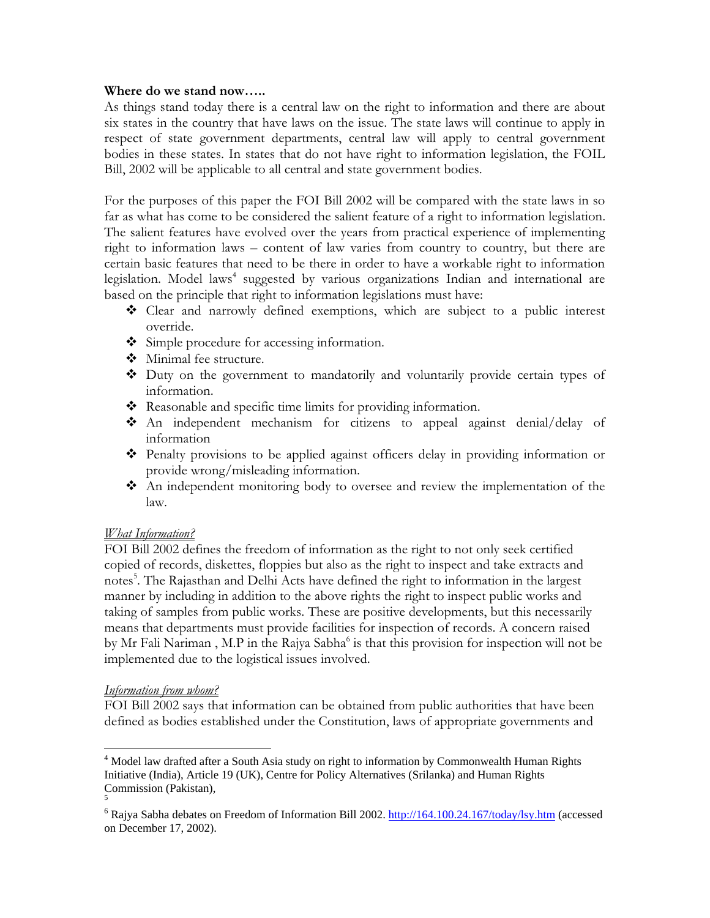**Where do we stand now…..**

As things stand today there is a central law on the right to information and there are about six states in the country that have laws on the issue. The state laws will continue to apply in respect of state government departments, central law will apply to central government bodies in these states. In states that do not have right to information legislation, the FOIL Bill, 2002 will be applicable to all central and state government bodies.

For the purposes of this paper the FOI Bill 2002 will be compared with the state laws in so far as what has come to be considered the salient feature of a right to information legislation. The salient features have evolved over the years from practical experience of implementing right to information laws – content of law varies from country to country, but there are certain basic features that need to be there in order to have a workable right to information legislation. Model laws[4] suggested by various organizations Indian and international are based on the principle that right to information legislations must have:

- Clear and narrowly defined exemptions, which are subject to a public interest override.
- Simple procedure for accessing information.
- Minimal fee structure.
- Duty on the government to mandatorily and voluntarily provide certain types of information.
- Reasonable and specific time limits for providing information.
- An independent mechanism for citizens to appeal against denial/delay of information
- Penalty provisions to be applied against officers delay in providing information or provide wrong/misleading information.
- An independent monitoring body to oversee and review the implementation of the law.

*What Information?*

FOI Bill 2002 defines the freedom of information as the right to not only seek certified copied of records, diskettes, floppies but also as the right to inspect and take extracts and notes[5]. The Rajasthan and Delhi Acts have defined the right to information in the largest manner by including in addition to the above rights the right to inspect public works and taking of samples from public works. These are positive developments, but this necessarily means that departments must provide facilities for inspection of records. A concern raised by Mr Fali Nariman , M.P in the Rajya Sabha[6] is that this provision for inspection will not be implemented due to the logistical issues involved.

*Information from whom?*

FOI Bill 2002 says that information can be obtained from public authorities that have been defined as bodies established under the Constitution, laws of appropriate governments and

---

[4] Model law drafted after a South Asia study on right to information by Commonwealth Human Rights Initiative (India), Article 19 (UK), Centre for Policy Alternatives (Srilanka) and Human Rights Commission (Pakistan),

[5]

[6] Rajya Sabha debates on Freedom of Information Bill 2002. http://164.100.24.167/today/lsy.htm (accessed on December 17, 2002).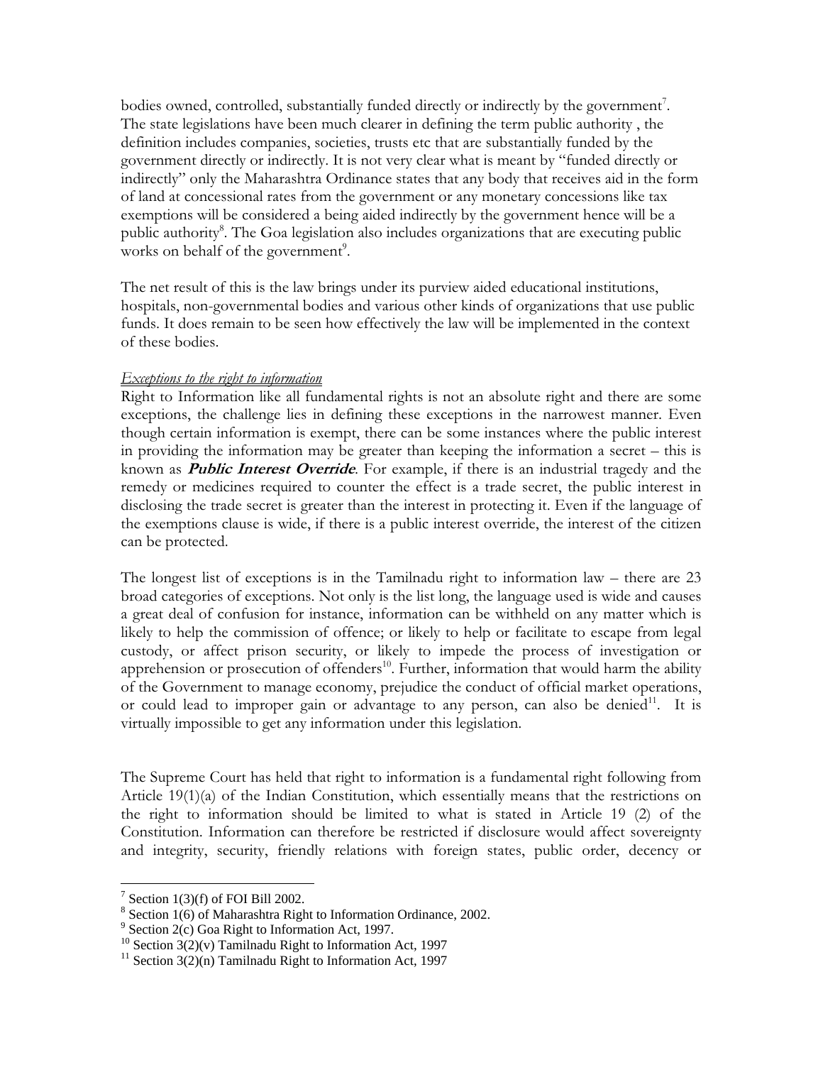bodies owned, controlled, substantially funded directly or indirectly by the government[7]. The state legislations have been much clearer in defining the term public authority , the definition includes companies, societies, trusts etc that are substantially funded by the government directly or indirectly. It is not very clear what is meant by "funded directly or indirectly" only the Maharashtra Ordinance states that any body that receives aid in the form of land at concessional rates from the government or any monetary concessions like tax exemptions will be considered a being aided indirectly by the government hence will be a public authority[8]. The Goa legislation also includes organizations that are executing public works on behalf of the government[9].

The net result of this is the law brings under its purview aided educational institutions, hospitals, non-governmental bodies and various other kinds of organizations that use public funds. It does remain to be seen how effectively the law will be implemented in the context of these bodies.

*Exceptions to the right to information*

Right to Information like all fundamental rights is not an absolute right and there are some exceptions, the challenge lies in defining these exceptions in the narrowest manner. Even though certain information is exempt, there can be some instances where the public interest in providing the information may be greater than keeping the information a secret – this is known as ***Public Interest Override***. For example, if there is an industrial tragedy and the remedy or medicines required to counter the effect is a trade secret, the public interest in disclosing the trade secret is greater than the interest in protecting it. Even if the language of the exemptions clause is wide, if there is a public interest override, the interest of the citizen can be protected.

The longest list of exceptions is in the Tamilnadu right to information law – there are 23 broad categories of exceptions. Not only is the list long, the language used is wide and causes a great deal of confusion for instance, information can be withheld on any matter which is likely to help the commission of offence; or likely to help or facilitate to escape from legal custody, or affect prison security, or likely to impede the process of investigation or apprehension or prosecution of offenders[10]. Further, information that would harm the ability of the Government to manage economy, prejudice the conduct of official market operations, or could lead to improper gain or advantage to any person, can also be denied[11]. It is virtually impossible to get any information under this legislation.

The Supreme Court has held that right to information is a fundamental right following from Article 19(1)(a) of the Indian Constitution, which essentially means that the restrictions on the right to information should be limited to what is stated in Article 19 (2) of the Constitution. Information can therefore be restricted if disclosure would affect sovereignty and integrity, security, friendly relations with foreign states, public order, decency or

---

[7] Section 1(3)(f) of FOI Bill 2002.

[8] Section 1(6) of Maharashtra Right to Information Ordinance, 2002.

[9] Section 2(c) Goa Right to Information Act, 1997.

[10] Section 3(2)(v) Tamilnadu Right to Information Act, 1997

[11] Section 3(2)(n) Tamilnadu Right to Information Act, 1997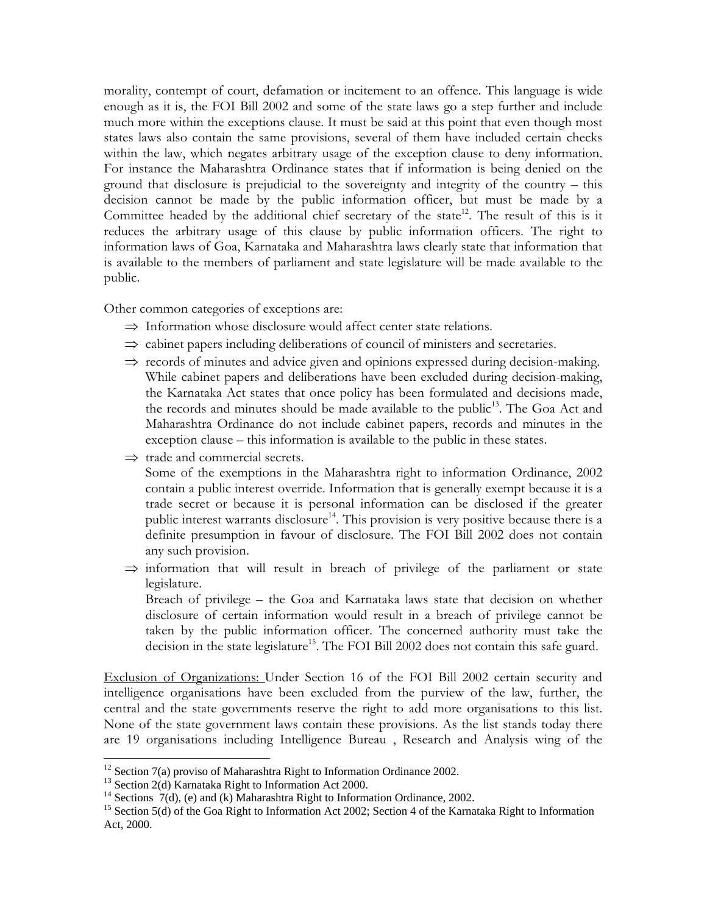morality, contempt of court, defamation or incitement to an offence. This language is wide enough as it is, the FOI Bill 2002 and some of the state laws go a step further and include much more within the exceptions clause. It must be said at this point that even though most states laws also contain the same provisions, several of them have included certain checks within the law, which negates arbitrary usage of the exception clause to deny information. For instance the Maharashtra Ordinance states that if information is being denied on the ground that disclosure is prejudicial to the sovereignty and integrity of the country – this decision cannot be made by the public information officer, but must be made by a Committee headed by the additional chief secretary of the state[12]. The result of this is it reduces the arbitrary usage of this clause by public information officers. The right to information laws of Goa, Karnataka and Maharashtra laws clearly state that information that is available to the members of parliament and state legislature will be made available to the public.

Other common categories of exceptions are:

- ⇒ Information whose disclosure would affect center state relations.
- ⇒ cabinet papers including deliberations of council of ministers and secretaries.
- ⇒ records of minutes and advice given and opinions expressed during decision-making. While cabinet papers and deliberations have been excluded during decision-making, the Karnataka Act states that once policy has been formulated and decisions made, the records and minutes should be made available to the public[13]. The Goa Act and Maharashtra Ordinance do not include cabinet papers, records and minutes in the exception clause – this information is available to the public in these states.
- ⇒ trade and commercial secrets.
  Some of the exemptions in the Maharashtra right to information Ordinance, 2002 contain a public interest override. Information that is generally exempt because it is a trade secret or because it is personal information can be disclosed if the greater public interest warrants disclosure[14]. This provision is very positive because there is a definite presumption in favour of disclosure. The FOI Bill 2002 does not contain any such provision.
- ⇒ information that will result in breach of privilege of the parliament or state legislature.
  Breach of privilege – the Goa and Karnataka laws state that decision on whether disclosure of certain information would result in a breach of privilege cannot be taken by the public information officer. The concerned authority must take the decision in the state legislature[15]. The FOI Bill 2002 does not contain this safe guard.

Exclusion of Organizations: Under Section 16 of the FOI Bill 2002 certain security and intelligence organisations have been excluded from the purview of the law, further, the central and the state governments reserve the right to add more organisations to this list. None of the state government laws contain these provisions. As the list stands today there are 19 organisations including Intelligence Bureau , Research and Analysis wing of the

---

[12] Section 7(a) proviso of Maharashtra Right to Information Ordinance 2002.

[13] Section 2(d) Karnataka Right to Information Act 2000.

[14] Sections 7(d), (e) and (k) Maharashtra Right to Information Ordinance, 2002.

[15] Section 5(d) of the Goa Right to Information Act 2002; Section 4 of the Karnataka Right to Information Act, 2000.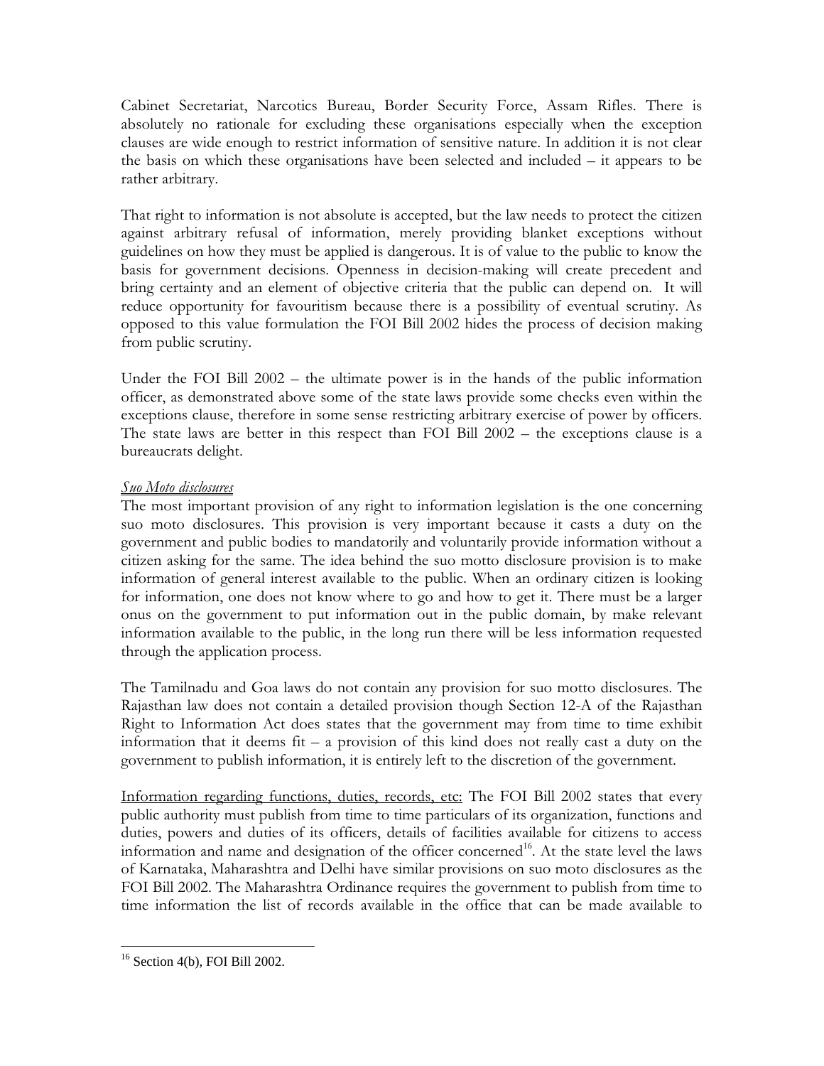Cabinet Secretariat, Narcotics Bureau, Border Security Force, Assam Rifles. There is absolutely no rationale for excluding these organisations especially when the exception clauses are wide enough to restrict information of sensitive nature. In addition it is not clear the basis on which these organisations have been selected and included – it appears to be rather arbitrary.

That right to information is not absolute is accepted, but the law needs to protect the citizen against arbitrary refusal of information, merely providing blanket exceptions without guidelines on how they must be applied is dangerous. It is of value to the public to know the basis for government decisions. Openness in decision-making will create precedent and bring certainty and an element of objective criteria that the public can depend on. It will reduce opportunity for favouritism because there is a possibility of eventual scrutiny. As opposed to this value formulation the FOI Bill 2002 hides the process of decision making from public scrutiny.

Under the FOI Bill 2002 – the ultimate power is in the hands of the public information officer, as demonstrated above some of the state laws provide some checks even within the exceptions clause, therefore in some sense restricting arbitrary exercise of power by officers. The state laws are better in this respect than FOI Bill 2002 – the exceptions clause is a bureaucrats delight.

*Suo Moto disclosures*

The most important provision of any right to information legislation is the one concerning suo moto disclosures. This provision is very important because it casts a duty on the government and public bodies to mandatorily and voluntarily provide information without a citizen asking for the same. The idea behind the suo motto disclosure provision is to make information of general interest available to the public. When an ordinary citizen is looking for information, one does not know where to go and how to get it. There must be a larger onus on the government to put information out in the public domain, by make relevant information available to the public, in the long run there will be less information requested through the application process.

The Tamilnadu and Goa laws do not contain any provision for suo motto disclosures. The Rajasthan law does not contain a detailed provision though Section 12-A of the Rajasthan Right to Information Act does states that the government may from time to time exhibit information that it deems fit – a provision of this kind does not really cast a duty on the government to publish information, it is entirely left to the discretion of the government.

Information regarding functions, duties, records, etc: The FOI Bill 2002 states that every public authority must publish from time to time particulars of its organization, functions and duties, powers and duties of its officers, details of facilities available for citizens to access information and name and designation of the officer concerned[16]. At the state level the laws of Karnataka, Maharashtra and Delhi have similar provisions on suo moto disclosures as the FOI Bill 2002. The Maharashtra Ordinance requires the government to publish from time to time information the list of records available in the office that can be made available to

[16] Section 4(b), FOI Bill 2002.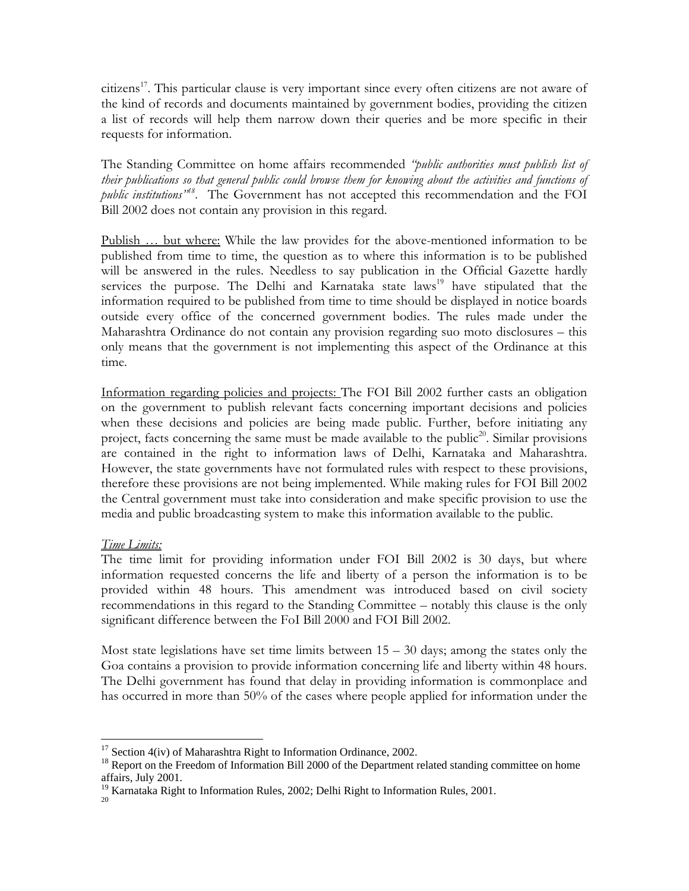citizens[17]. This particular clause is very important since every often citizens are not aware of the kind of records and documents maintained by government bodies, providing the citizen a list of records will help them narrow down their queries and be more specific in their requests for information.

The Standing Committee on home affairs recommended *"public authorities must publish list of their publications so that general public could browse them for knowing about the activities and functions of public institutions"*[18]. The Government has not accepted this recommendation and the FOI Bill 2002 does not contain any provision in this regard.

<u>Publish … but where:</u> While the law provides for the above-mentioned information to be published from time to time, the question as to where this information is to be published will be answered in the rules. Needless to say publication in the Official Gazette hardly services the purpose. The Delhi and Karnataka state laws[19] have stipulated that the information required to be published from time to time should be displayed in notice boards outside every office of the concerned government bodies. The rules made under the Maharashtra Ordinance do not contain any provision regarding suo moto disclosures – this only means that the government is not implementing this aspect of the Ordinance at this time.

<u>Information regarding policies and projects:</u> The FOI Bill 2002 further casts an obligation on the government to publish relevant facts concerning important decisions and policies when these decisions and policies are being made public. Further, before initiating any project, facts concerning the same must be made available to the public[20]. Similar provisions are contained in the right to information laws of Delhi, Karnataka and Maharashtra. However, the state governments have not formulated rules with respect to these provisions, therefore these provisions are not being implemented. While making rules for FOI Bill 2002 the Central government must take into consideration and make specific provision to use the media and public broadcasting system to make this information available to the public.

*<u>Time Limits:</u>*

The time limit for providing information under FOI Bill 2002 is 30 days, but where information requested concerns the life and liberty of a person the information is to be provided within 48 hours. This amendment was introduced based on civil society recommendations in this regard to the Standing Committee – notably this clause is the only significant difference between the FoI Bill 2000 and FOI Bill 2002.

Most state legislations have set time limits between 15 – 30 days; among the states only the Goa contains a provision to provide information concerning life and liberty within 48 hours. The Delhi government has found that delay in providing information is commonplace and has occurred in more than 50% of the cases where people applied for information under the

---

[17] Section 4(iv) of Maharashtra Right to Information Ordinance, 2002.

[18] Report on the Freedom of Information Bill 2000 of the Department related standing committee on home affairs, July 2001.

[19] Karnataka Right to Information Rules, 2002; Delhi Right to Information Rules, 2001.

[20]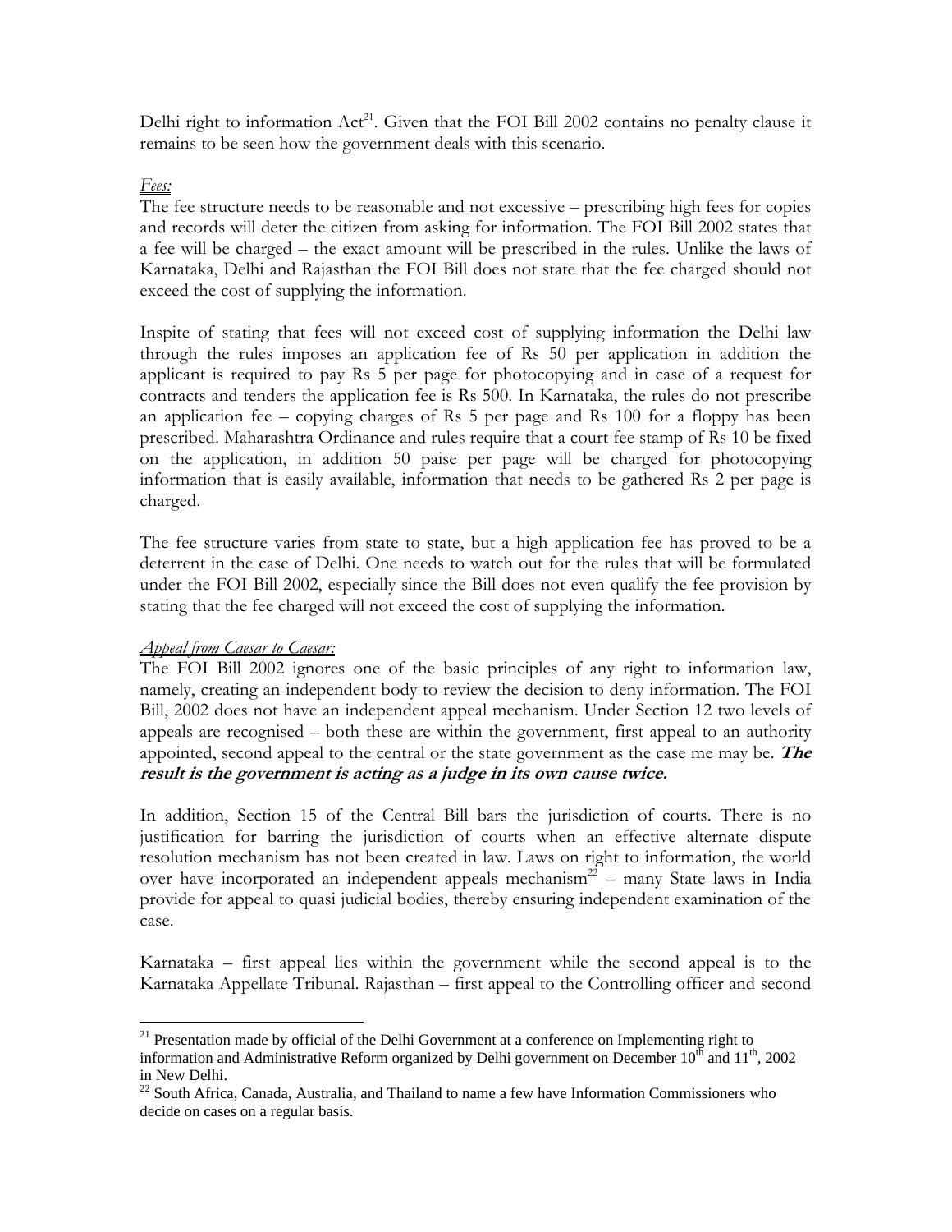Delhi right to information Act[21]. Given that the FOI Bill 2002 contains no penalty clause it remains to be seen how the government deals with this scenario.

*Fees:*

The fee structure needs to be reasonable and not excessive – prescribing high fees for copies and records will deter the citizen from asking for information. The FOI Bill 2002 states that a fee will be charged – the exact amount will be prescribed in the rules. Unlike the laws of Karnataka, Delhi and Rajasthan the FOI Bill does not state that the fee charged should not exceed the cost of supplying the information.

Inspite of stating that fees will not exceed cost of supplying information the Delhi law through the rules imposes an application fee of Rs 50 per application in addition the applicant is required to pay Rs 5 per page for photocopying and in case of a request for contracts and tenders the application fee is Rs 500. In Karnataka, the rules do not prescribe an application fee – copying charges of Rs 5 per page and Rs 100 for a floppy has been prescribed. Maharashtra Ordinance and rules require that a court fee stamp of Rs 10 be fixed on the application, in addition 50 paise per page will be charged for photocopying information that is easily available, information that needs to be gathered Rs 2 per page is charged.

The fee structure varies from state to state, but a high application fee has proved to be a deterrent in the case of Delhi. One needs to watch out for the rules that will be formulated under the FOI Bill 2002, especially since the Bill does not even qualify the fee provision by stating that the fee charged will not exceed the cost of supplying the information.

*Appeal from Caesar to Caesar:*

The FOI Bill 2002 ignores one of the basic principles of any right to information law, namely, creating an independent body to review the decision to deny information. The FOI Bill, 2002 does not have an independent appeal mechanism. Under Section 12 two levels of appeals are recognised – both these are within the government, first appeal to an authority appointed, second appeal to the central or the state government as the case me may be. ***The result is the government is acting as a judge in its own cause twice.***

In addition, Section 15 of the Central Bill bars the jurisdiction of courts. There is no justification for barring the jurisdiction of courts when an effective alternate dispute resolution mechanism has not been created in law. Laws on right to information, the world over have incorporated an independent appeals mechanism[22] – many State laws in India provide for appeal to quasi judicial bodies, thereby ensuring independent examination of the case.

Karnataka – first appeal lies within the government while the second appeal is to the Karnataka Appellate Tribunal. Rajasthan – first appeal to the Controlling officer and second

---

[21] Presentation made by official of the Delhi Government at a conference on Implementing right to information and Administrative Reform organized by Delhi government on December 10th and 11th, 2002 in New Delhi.

[22] South Africa, Canada, Australia, and Thailand to name a few have Information Commissioners who decide on cases on a regular basis.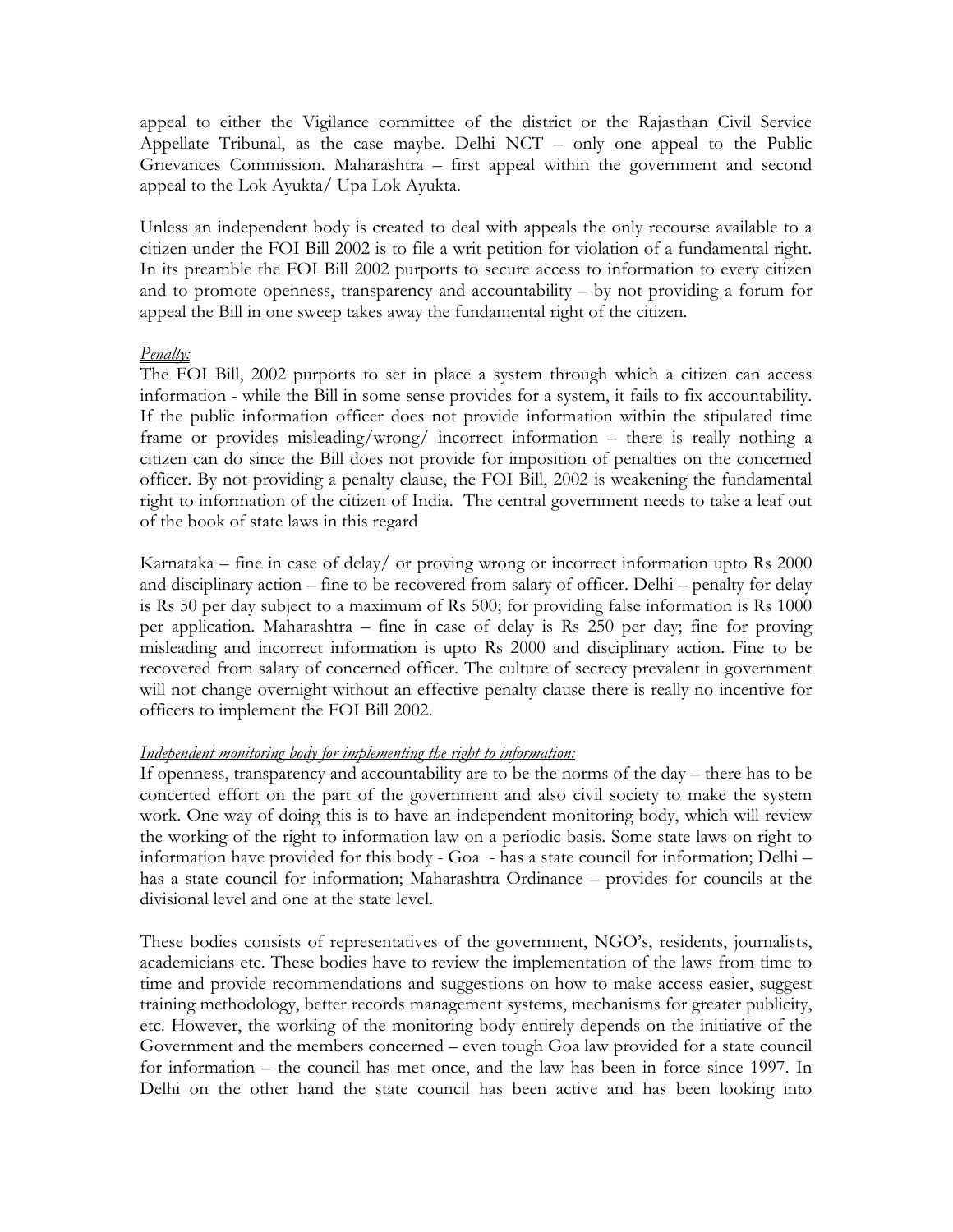appeal to either the Vigilance committee of the district or the Rajasthan Civil Service Appellate Tribunal, as the case maybe. Delhi NCT – only one appeal to the Public Grievances Commission. Maharashtra – first appeal within the government and second appeal to the Lok Ayukta/ Upa Lok Ayukta.

Unless an independent body is created to deal with appeals the only recourse available to a citizen under the FOI Bill 2002 is to file a writ petition for violation of a fundamental right. In its preamble the FOI Bill 2002 purports to secure access to information to every citizen and to promote openness, transparency and accountability – by not providing a forum for appeal the Bill in one sweep takes away the fundamental right of the citizen.

*Penalty:*

The FOI Bill, 2002 purports to set in place a system through which a citizen can access information - while the Bill in some sense provides for a system, it fails to fix accountability. If the public information officer does not provide information within the stipulated time frame or provides misleading/wrong/ incorrect information – there is really nothing a citizen can do since the Bill does not provide for imposition of penalties on the concerned officer. By not providing a penalty clause, the FOI Bill, 2002 is weakening the fundamental right to information of the citizen of India. The central government needs to take a leaf out of the book of state laws in this regard

Karnataka – fine in case of delay/ or proving wrong or incorrect information upto Rs 2000 and disciplinary action – fine to be recovered from salary of officer. Delhi – penalty for delay is Rs 50 per day subject to a maximum of Rs 500; for providing false information is Rs 1000 per application. Maharashtra – fine in case of delay is Rs 250 per day; fine for proving misleading and incorrect information is upto Rs 2000 and disciplinary action. Fine to be recovered from salary of concerned officer. The culture of secrecy prevalent in government will not change overnight without an effective penalty clause there is really no incentive for officers to implement the FOI Bill 2002.

*Independent monitoring body for implementing the right to information:*

If openness, transparency and accountability are to be the norms of the day – there has to be concerted effort on the part of the government and also civil society to make the system work. One way of doing this is to have an independent monitoring body, which will review the working of the right to information law on a periodic basis. Some state laws on right to information have provided for this body - Goa - has a state council for information; Delhi – has a state council for information; Maharashtra Ordinance – provides for councils at the divisional level and one at the state level.

These bodies consists of representatives of the government, NGO's, residents, journalists, academicians etc. These bodies have to review the implementation of the laws from time to time and provide recommendations and suggestions on how to make access easier, suggest training methodology, better records management systems, mechanisms for greater publicity, etc. However, the working of the monitoring body entirely depends on the initiative of the Government and the members concerned – even tough Goa law provided for a state council for information – the council has met once, and the law has been in force since 1997. In Delhi on the other hand the state council has been active and has been looking into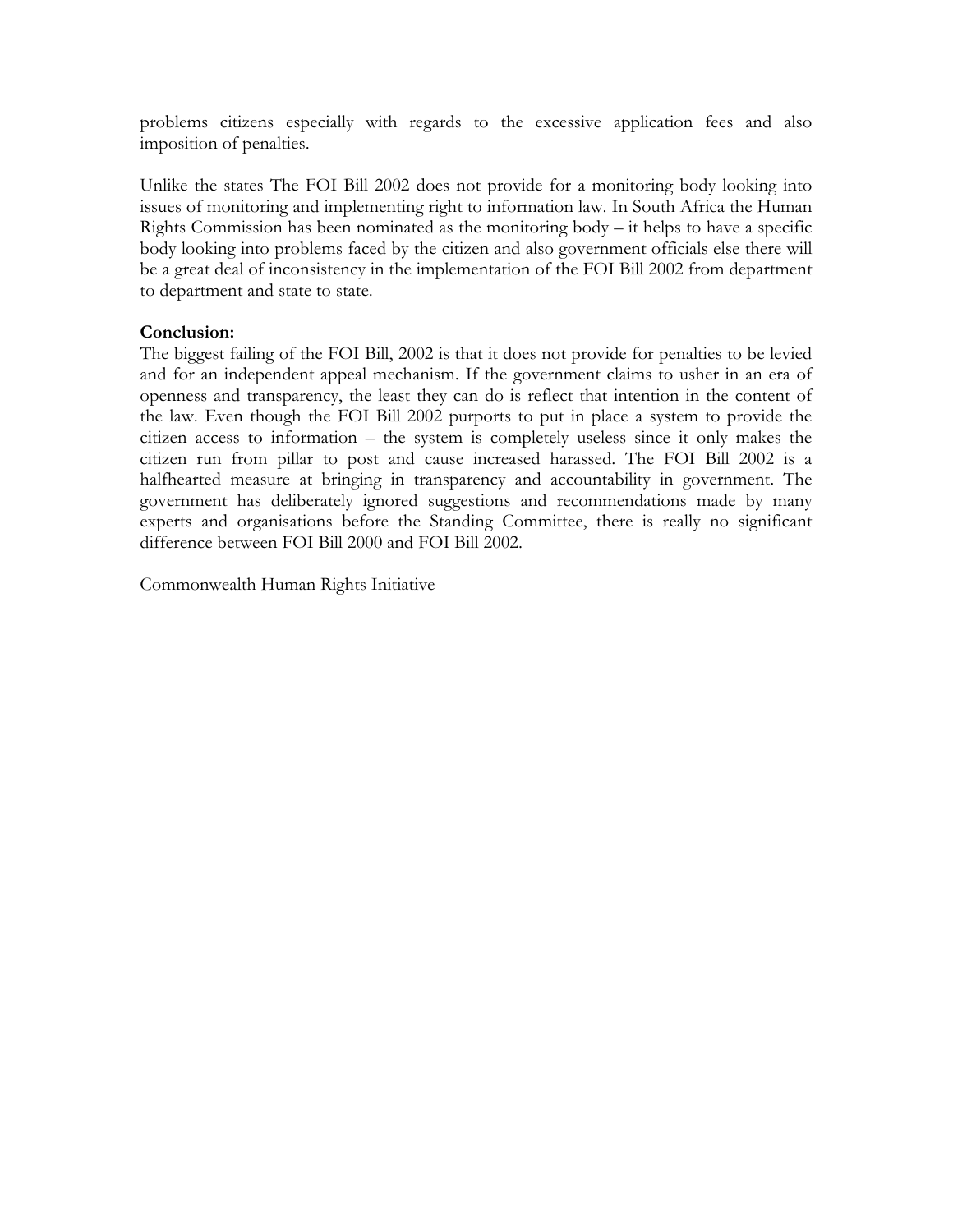problems citizens especially with regards to the excessive application fees and also imposition of penalties.

Unlike the states The FOI Bill 2002 does not provide for a monitoring body looking into issues of monitoring and implementing right to information law. In South Africa the Human Rights Commission has been nominated as the monitoring body – it helps to have a specific body looking into problems faced by the citizen and also government officials else there will be a great deal of inconsistency in the implementation of the FOI Bill 2002 from department to department and state to state.

**Conclusion:**

The biggest failing of the FOI Bill, 2002 is that it does not provide for penalties to be levied and for an independent appeal mechanism. If the government claims to usher in an era of openness and transparency, the least they can do is reflect that intention in the content of the law. Even though the FOI Bill 2002 purports to put in place a system to provide the citizen access to information – the system is completely useless since it only makes the citizen run from pillar to post and cause increased harassed. The FOI Bill 2002 is a halfhearted measure at bringing in transparency and accountability in government. The government has deliberately ignored suggestions and recommendations made by many experts and organisations before the Standing Committee, there is really no significant difference between FOI Bill 2000 and FOI Bill 2002.

Commonwealth Human Rights Initiative